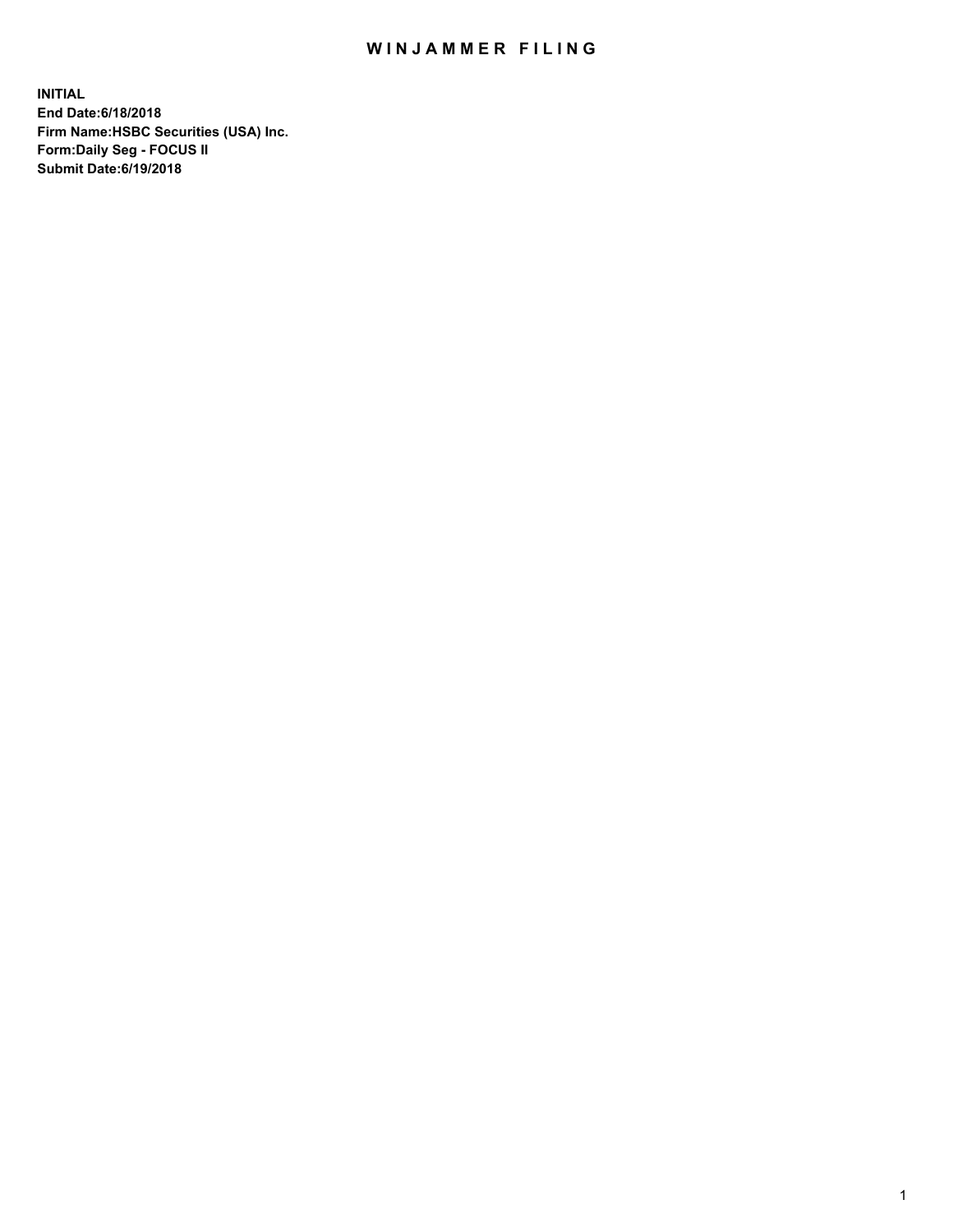# WINJAMMER FILING

**INITIAL**
**End Date:6/18/2018**
**Firm Name:HSBC Securities (USA) Inc.**
**Form:Daily Seg - FOCUS II**
**Submit Date:6/19/2018**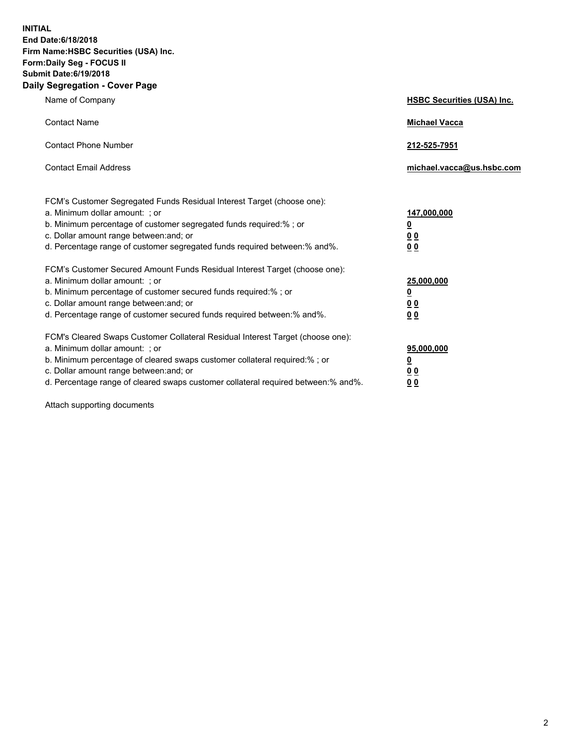**INITIAL**
**End Date:6/18/2018**
**Firm Name:HSBC Securities (USA) Inc.**
**Form:Daily Seg - FOCUS II**
**Submit Date:6/19/2018**

## Daily Segregation - Cover Page

| | |
|---|---|
| Name of Company | **HSBC Securities (USA) Inc.** |
| Contact Name | **Michael Vacca** |
| Contact Phone Number | **212-525-7951** |
| Contact Email Address | **michael.vacca@us.hsbc.com** |

| | |
|---|---|
| FCM's Customer Segregated Funds Residual Interest Target (choose one): | |
| a. Minimum dollar amount: ; or | **147,000,000** |
| b. Minimum percentage of customer segregated funds required:% ; or | **0** |
| c. Dollar amount range between:and; or | **0 0** |
| d. Percentage range of customer segregated funds required between:% and%. | **0 0** |
| FCM's Customer Secured Amount Funds Residual Interest Target (choose one): | |
| a. Minimum dollar amount: ; or | **25,000,000** |
| b. Minimum percentage of customer secured funds required:% ; or | **0** |
| c. Dollar amount range between:and; or | **0 0** |
| d. Percentage range of customer secured funds required between:% and%. | **0 0** |
| FCM's Cleared Swaps Customer Collateral Residual Interest Target (choose one): | |
| a. Minimum dollar amount: ; or | **95,000,000** |
| b. Minimum percentage of cleared swaps customer collateral required:% ; or | **0** |
| c. Dollar amount range between:and; or | **0 0** |
| d. Percentage range of cleared swaps customer collateral required between:% and%. | **0 0** |

Attach supporting documents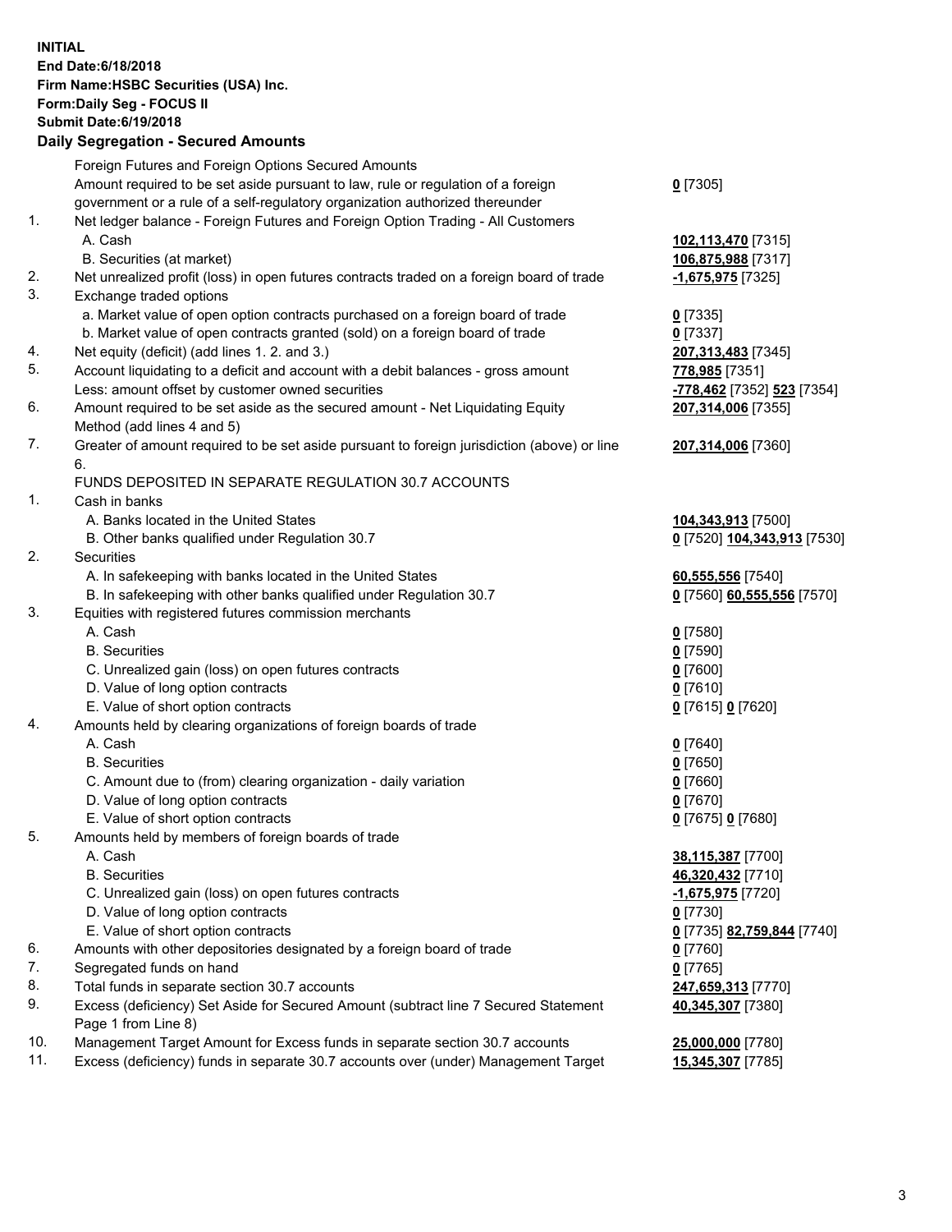**INITIAL**
**End Date:6/18/2018**
**Firm Name:HSBC Securities (USA) Inc.**
**Form:Daily Seg - FOCUS II**
**Submit Date:6/19/2018**

**Daily Segregation - Secured Amounts**

| | | |
|---|---|---|
| | Foreign Futures and Foreign Options Secured Amounts | |
| | Amount required to be set aside pursuant to law, rule or regulation of a foreign government or a rule of a self-regulatory organization authorized thereunder | **0** [7305] |
| 1. | Net ledger balance - Foreign Futures and Foreign Option Trading - All Customers | |
| | A. Cash | **102,113,470** [7315] |
| | B. Securities (at market) | **106,875,988** [7317] |
| 2. | Net unrealized profit (loss) in open futures contracts traded on a foreign board of trade | **-1,675,975** [7325] |
| 3. | Exchange traded options | |
| | a. Market value of open option contracts purchased on a foreign board of trade | **0** [7335] |
| | b. Market value of open contracts granted (sold) on a foreign board of trade | **0** [7337] |
| 4. | Net equity (deficit) (add lines 1. 2. and 3.) | **207,313,483** [7345] |
| 5. | Account liquidating to a deficit and account with a debit balances - gross amount | **778,985** [7351] |
| | Less: amount offset by customer owned securities | **-778,462** [7352] **523** [7354] |
| 6. | Amount required to be set aside as the secured amount - Net Liquidating Equity Method (add lines 4 and 5) | **207,314,006** [7355] |
| 7. | Greater of amount required to be set aside pursuant to foreign jurisdiction (above) or line 6. | **207,314,006** [7360] |
| | FUNDS DEPOSITED IN SEPARATE REGULATION 30.7 ACCOUNTS | |
| 1. | Cash in banks | |
| | A. Banks located in the United States | **104,343,913** [7500] |
| | B. Other banks qualified under Regulation 30.7 | **0** [7520] **104,343,913** [7530] |
| 2. | Securities | |
| | A. In safekeeping with banks located in the United States | **60,555,556** [7540] |
| | B. In safekeeping with other banks qualified under Regulation 30.7 | **0** [7560] **60,555,556** [7570] |
| 3. | Equities with registered futures commission merchants | |
| | A. Cash | **0** [7580] |
| | B. Securities | **0** [7590] |
| | C. Unrealized gain (loss) on open futures contracts | **0** [7600] |
| | D. Value of long option contracts | **0** [7610] |
| | E. Value of short option contracts | **0** [7615] **0** [7620] |
| 4. | Amounts held by clearing organizations of foreign boards of trade | |
| | A. Cash | **0** [7640] |
| | B. Securities | **0** [7650] |
| | C. Amount due to (from) clearing organization - daily variation | **0** [7660] |
| | D. Value of long option contracts | **0** [7670] |
| | E. Value of short option contracts | **0** [7675] **0** [7680] |
| 5. | Amounts held by members of foreign boards of trade | |
| | A. Cash | **38,115,387** [7700] |
| | B. Securities | **46,320,432** [7710] |
| | C. Unrealized gain (loss) on open futures contracts | **-1,675,975** [7720] |
| | D. Value of long option contracts | **0** [7730] |
| | E. Value of short option contracts | **0** [7735] **82,759,844** [7740] |
| 6. | Amounts with other depositories designated by a foreign board of trade | **0** [7760] |
| 7. | Segregated funds on hand | **0** [7765] |
| 8. | Total funds in separate section 30.7 accounts | **247,659,313** [7770] |
| 9. | Excess (deficiency) Set Aside for Secured Amount (subtract line 7 Secured Statement Page 1 from Line 8) | **40,345,307** [7380] |
| 10. | Management Target Amount for Excess funds in separate section 30.7 accounts | **25,000,000** [7780] |
| 11. | Excess (deficiency) funds in separate 30.7 accounts over (under) Management Target | **15,345,307** [7785] |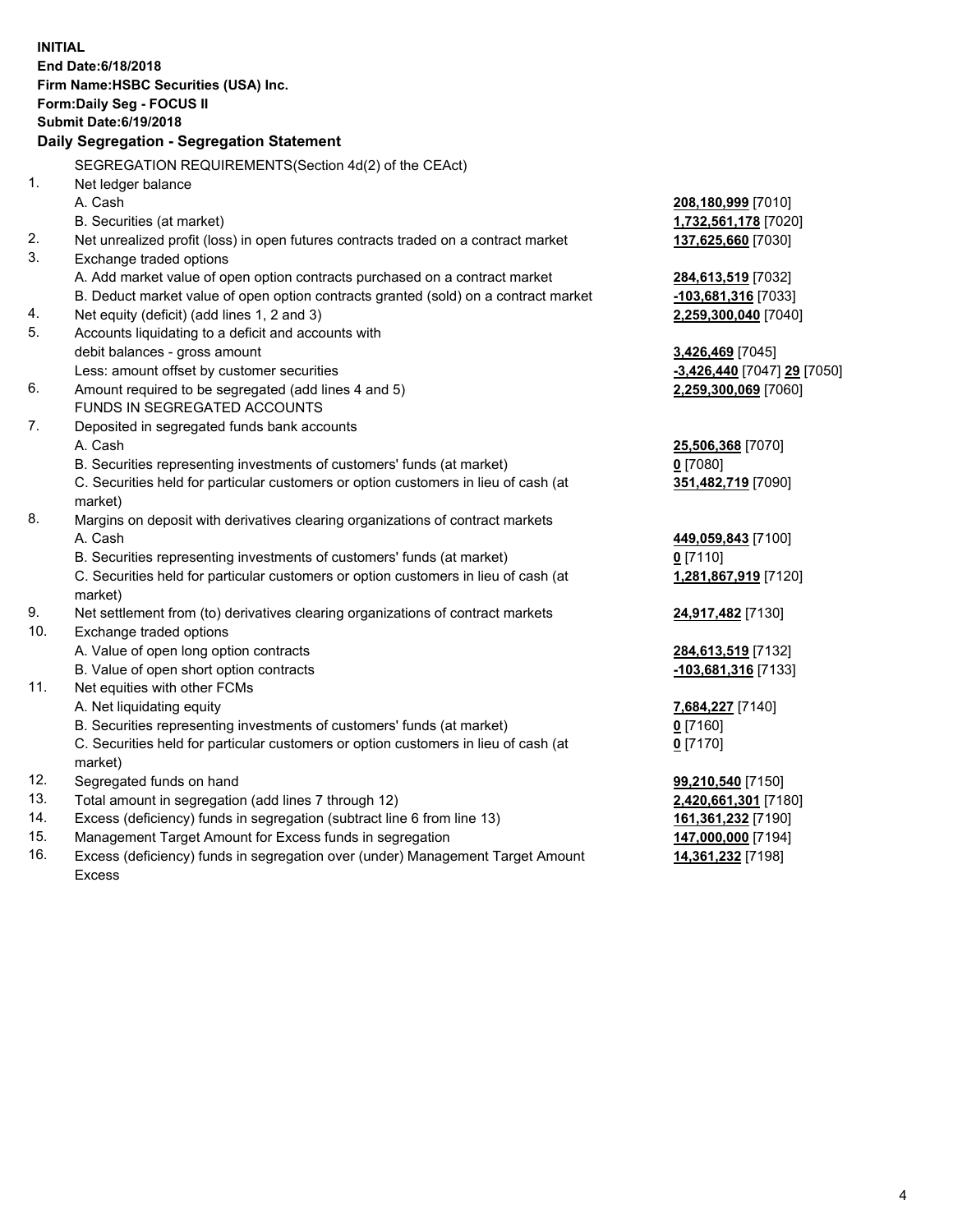**INITIAL**
**End Date:6/18/2018**
**Firm Name:HSBC Securities (USA) Inc.**
**Form:Daily Seg - FOCUS II**
**Submit Date:6/19/2018**

**Daily Segregation - Segregation Statement**

SEGREGATION REQUIREMENTS(Section 4d(2) of the CEAct)

| | | |
|---|---|---|
| 1. | Net ledger balance | |
| | A. Cash | **208,180,999** [7010] |
| | B. Securities (at market) | **1,732,561,178** [7020] |
| 2. | Net unrealized profit (loss) in open futures contracts traded on a contract market | **137,625,660** [7030] |
| 3. | Exchange traded options | |
| | A. Add market value of open option contracts purchased on a contract market | **284,613,519** [7032] |
| | B. Deduct market value of open option contracts granted (sold) on a contract market | **-103,681,316** [7033] |
| 4. | Net equity (deficit) (add lines 1, 2 and 3) | **2,259,300,040** [7040] |
| 5. | Accounts liquidating to a deficit and accounts with debit balances - gross amount | **3,426,469** [7045] |
| | Less: amount offset by customer securities | **-3,426,440** [7047] **29** [7050] |
| 6. | Amount required to be segregated (add lines 4 and 5) | **2,259,300,069** [7060] |
| | FUNDS IN SEGREGATED ACCOUNTS | |
| 7. | Deposited in segregated funds bank accounts | |
| | A. Cash | **25,506,368** [7070] |
| | B. Securities representing investments of customers' funds (at market) | **0** [7080] |
| | C. Securities held for particular customers or option customers in lieu of cash (at market) | **351,482,719** [7090] |
| 8. | Margins on deposit with derivatives clearing organizations of contract markets | |
| | A. Cash | **449,059,843** [7100] |
| | B. Securities representing investments of customers' funds (at market) | **0** [7110] |
| | C. Securities held for particular customers or option customers in lieu of cash (at market) | **1,281,867,919** [7120] |
| 9. | Net settlement from (to) derivatives clearing organizations of contract markets | **24,917,482** [7130] |
| 10. | Exchange traded options | |
| | A. Value of open long option contracts | **284,613,519** [7132] |
| | B. Value of open short option contracts | **-103,681,316** [7133] |
| 11. | Net equities with other FCMs | |
| | A. Net liquidating equity | **7,684,227** [7140] |
| | B. Securities representing investments of customers' funds (at market) | **0** [7160] |
| | C. Securities held for particular customers or option customers in lieu of cash (at market) | **0** [7170] |
| 12. | Segregated funds on hand | **99,210,540** [7150] |
| 13. | Total amount in segregation (add lines 7 through 12) | **2,420,661,301** [7180] |
| 14. | Excess (deficiency) funds in segregation (subtract line 6 from line 13) | **161,361,232** [7190] |
| 15. | Management Target Amount for Excess funds in segregation | **147,000,000** [7194] |
| 16. | Excess (deficiency) funds in segregation over (under) Management Target Amount Excess | **14,361,232** [7198] |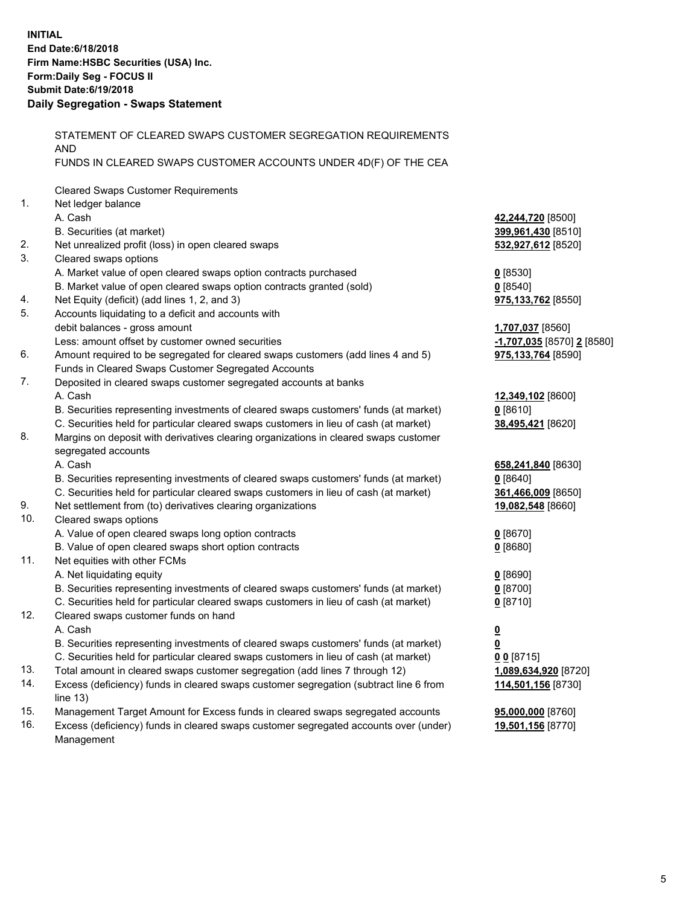**INITIAL**
**End Date:6/18/2018**
**Firm Name:HSBC Securities (USA) Inc.**
**Form:Daily Seg - FOCUS II**
**Submit Date:6/19/2018**
**Daily Segregation - Swaps Statement**

STATEMENT OF CLEARED SWAPS CUSTOMER SEGREGATION REQUIREMENTS AND FUNDS IN CLEARED SWAPS CUSTOMER ACCOUNTS UNDER 4D(F) OF THE CEA

| | | |
|---|---|---|
| | Cleared Swaps Customer Requirements | |
| 1. | Net ledger balance | |
| | A. Cash | **42,244,720** [8500] |
| | B. Securities (at market) | **399,961,430** [8510] |
| 2. | Net unrealized profit (loss) in open cleared swaps | **532,927,612** [8520] |
| 3. | Cleared swaps options | |
| | A. Market value of open cleared swaps option contracts purchased | **0** [8530] |
| | B. Market value of open cleared swaps option contracts granted (sold) | **0** [8540] |
| 4. | Net Equity (deficit) (add lines 1, 2, and 3) | **975,133,762** [8550] |
| 5. | Accounts liquidating to a deficit and accounts with debit balances - gross amount | **1,707,037** [8560] |
| | Less: amount offset by customer owned securities | **-1,707,035** [8570] **2** [8580] |
| 6. | Amount required to be segregated for cleared swaps customers (add lines 4 and 5) | **975,133,764** [8590] |
| | Funds in Cleared Swaps Customer Segregated Accounts | |
| 7. | Deposited in cleared swaps customer segregated accounts at banks | |
| | A. Cash | **12,349,102** [8600] |
| | B. Securities representing investments of cleared swaps customers' funds (at market) | **0** [8610] |
| | C. Securities held for particular cleared swaps customers in lieu of cash (at market) | **38,495,421** [8620] |
| 8. | Margins on deposit with derivatives clearing organizations in cleared swaps customer segregated accounts | |
| | A. Cash | **658,241,840** [8630] |
| | B. Securities representing investments of cleared swaps customers' funds (at market) | **0** [8640] |
| | C. Securities held for particular cleared swaps customers in lieu of cash (at market) | **361,466,009** [8650] |
| 9. | Net settlement from (to) derivatives clearing organizations | **19,082,548** [8660] |
| 10. | Cleared swaps options | |
| | A. Value of open cleared swaps long option contracts | **0** [8670] |
| | B. Value of open cleared swaps short option contracts | **0** [8680] |
| 11. | Net equities with other FCMs | |
| | A. Net liquidating equity | **0** [8690] |
| | B. Securities representing investments of cleared swaps customers' funds (at market) | **0** [8700] |
| | C. Securities held for particular cleared swaps customers in lieu of cash (at market) | **0** [8710] |
| 12. | Cleared swaps customer funds on hand | |
| | A. Cash | **0** |
| | B. Securities representing investments of cleared swaps customers' funds (at market) | **0** |
| | C. Securities held for particular cleared swaps customers in lieu of cash (at market) | **0** **0** [8715] |
| 13. | Total amount in cleared swaps customer segregation (add lines 7 through 12) | **1,089,634,920** [8720] |
| 14. | Excess (deficiency) funds in cleared swaps customer segregation (subtract line 6 from line 13) | **114,501,156** [8730] |
| 15. | Management Target Amount for Excess funds in cleared swaps segregated accounts | **95,000,000** [8760] |
| 16. | Excess (deficiency) funds in cleared swaps customer segregated accounts over (under) Management | **19,501,156** [8770] |